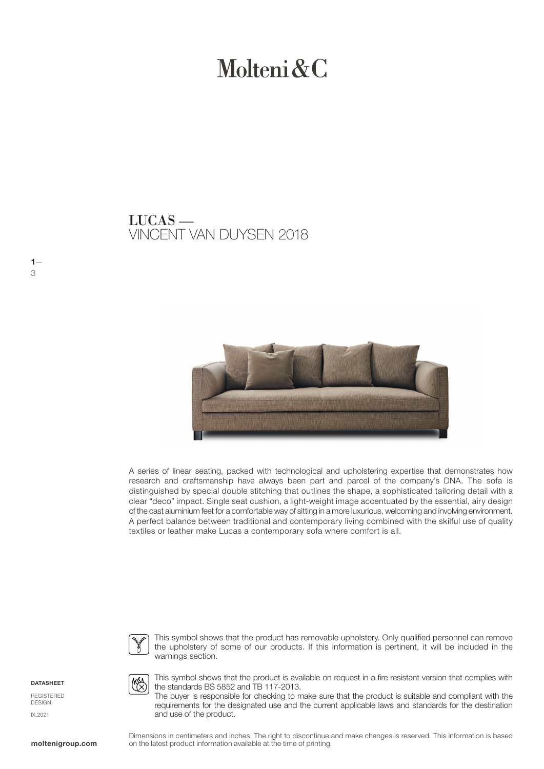# Molteni&C

## LUCAS —
VINCENT VAN DUYSEN 2018

A series of linear seating, packed with technological and upholstering expertise that demonstrates how research and craftsmanship have always been part and parcel of the company's DNA. The sofa is distinguished by special double stitching that outlines the shape, a sophisticated tailoring detail with a clear "deco" impact. Single seat cushion, a light-weight image accentuated by the essential, airy design of the cast aluminium feet for a comfortable way of sitting in a more luxurious, welcoming and involving environment. A perfect balance between traditional and contemporary living combined with the skilful use of quality textiles or leather make Lucas a contemporary sofa where comfort is all.

This symbol shows that the product has removable upholstery. Only qualified personnel can remove the upholstery of some of our products. If this information is pertinent, it will be included in the warnings section.

This symbol shows that the product is available on request in a fire resistant version that complies with the standards BS 5852 and TB 117-2013.
The buyer is responsible for checking to make sure that the product is suitable and compliant with the requirements for the designated use and the current applicable laws and standards for the destination and use of the product.

**DATASHEET**

REGISTERED DESIGN

IX.2021

Dimensions in centimeters and inches. The right to discontinue and make changes is reserved. This information is based on the latest product information available at the time of printing.

**moltenigroup.com**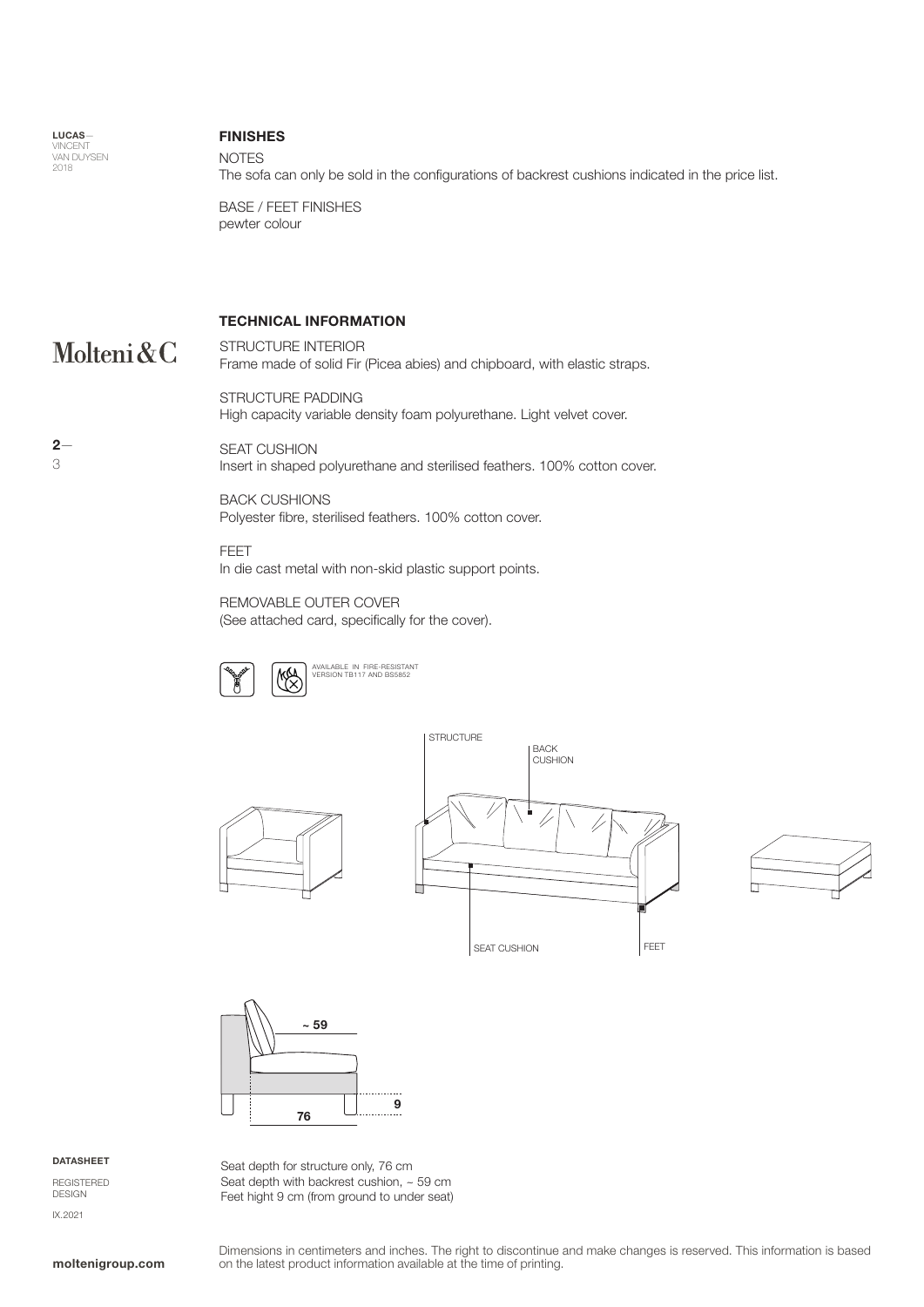LUCAS—
VINCENT VAN DUYSEN
2018

## FINISHES

NOTES
The sofa can only be sold in the configurations of backrest cushions indicated in the price list.

BASE / FEET FINISHES
pewter colour

## TECHNICAL INFORMATION

STRUCTURE INTERIOR
Frame made of solid Fir (Picea abies) and chipboard, with elastic straps.

STRUCTURE PADDING
High capacity variable density foam polyurethane. Light velvet cover.

SEAT CUSHION
Insert in shaped polyurethane and sterilised feathers. 100% cotton cover.

BACK CUSHIONS
Polyester fibre, sterilised feathers. 100% cotton cover.

FEET
In die cast metal with non-skid plastic support points.

REMOVABLE OUTER COVER
(See attached card, specifically for the cover).

AVAILABLE IN FIRE-RESISTANT VERSION TB117 AND BS5852

STRUCTURE
BACK CUSHION
SEAT CUSHION
FEET

~ 59
76
9

**DATASHEET**

REGISTERED DESIGN

IX.2021

Seat depth for structure only, 76 cm
Seat depth with backrest cushion, ~ 59 cm
Feet hight 9 cm (from ground to under seat)

Dimensions in centimeters and inches. The right to discontinue and make changes is reserved. This information is based on the latest product information available at the time of printing.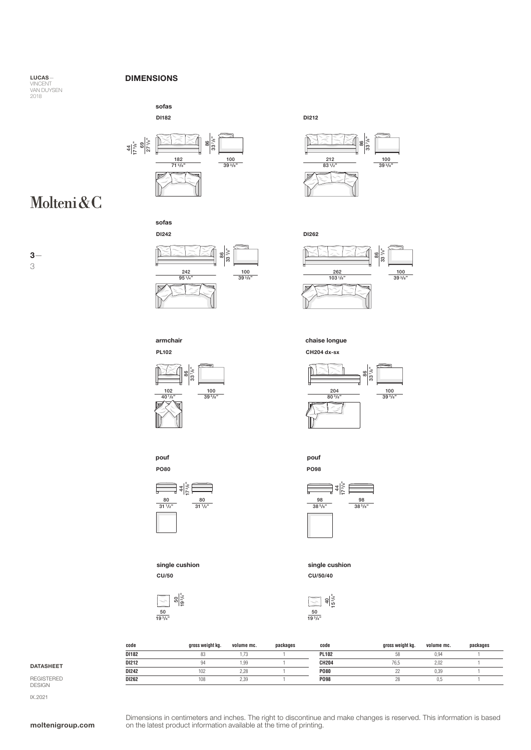LUCAS—
VINCENT
VAN DUYSEN
2018

Molteni&C

## DIMENSIONS

### sofas

**DI182**

44
17 3/8"
69
27 1/8"
86
33 7/8"
182
71 5/8"
100
39 3/8"

**DI212**

86
33 7/8"
212
83 1/2"
100
39 3/8"

### sofas

**DI242**

86
33 7/8"
242
95 1/4"
100
39 3/8"

**DI262**

86
33 7/8"
262
103 1/8"
100
39 3/8"

### armchair

**PL102**

86
33 7/8"
102
40 1/8"
100
39 3/8"

### chaise longue

**CH204 dx-sx**

86
33 7/8"
204
80 3/8"
100
39 3/8"

### pouf

**PO80**

44
17 3/8"
80
31 1/2"
80
31 1/2"

### pouf

**PO98**

44
17 3/8"
98
38 5/8"
98
38 5/8"

### single cushion

**CU/50**

50
19 3/4"
50
19 3/4"

### single cushion

**CU/50/40**

40
15 3/4"
50
19 3/4"

| code | gross weight kg. | volume mc. | packages | code | gross weight kg. | volume mc. | packages |
|---|---|---|---|---|---|---|---|
| **DI182** | 83 | 1,73 | 1 | **PL102** | 58 | 0,94 | 1 |
| **DI212** | 94 | 1,99 | 1 | **CH204** | 76,5 | 2,02 | 1 |
| **DI242** | 102 | 2,28 | 1 | **PO80** | 22 | 0,39 | 1 |
| **DI262** | 108 | 2,39 | 1 | **PO98** | 28 | 0,5 | 1 |

**DATASHEET**

REGISTERED DESIGN

IX.2021

**moltenigroup.com**

Dimensions in centimeters and inches. The right to discontinue and make changes is reserved. This information is based on the latest product information available at the time of printing.